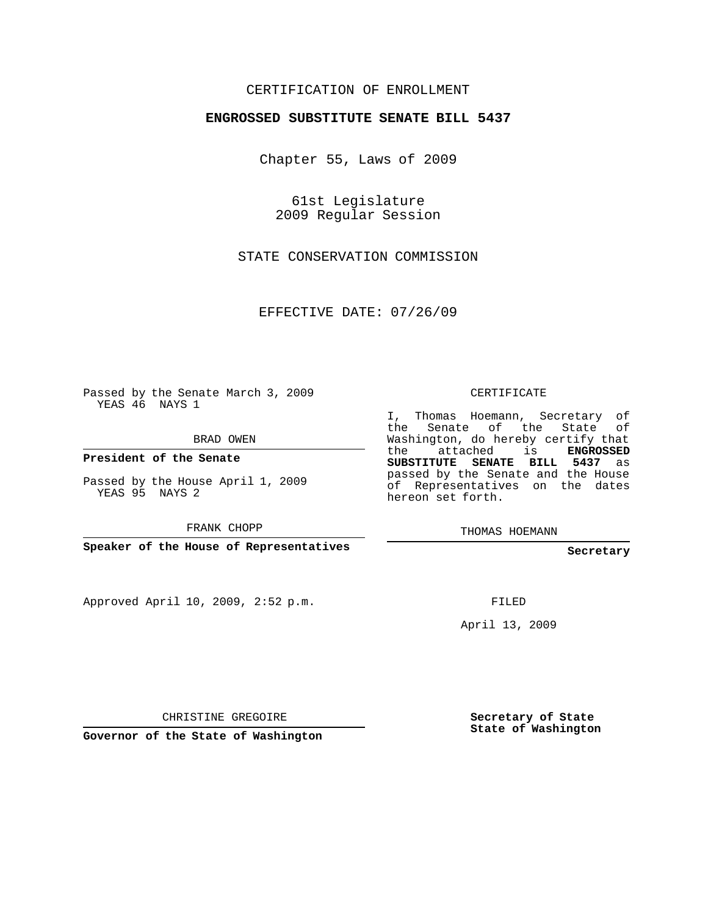CERTIFICATION OF ENROLLMENT

**ENGROSSED SUBSTITUTE SENATE BILL 5437**

Chapter 55, Laws of 2009

61st Legislature
2009 Regular Session

STATE CONSERVATION COMMISSION

EFFECTIVE DATE: 07/26/09

Passed by the Senate March 3, 2009
YEAS 46 NAYS 1

BRAD OWEN

**President of the Senate**

Passed by the House April 1, 2009
YEAS 95 NAYS 2

FRANK CHOPP

**Speaker of the House of Representatives**

Approved April 10, 2009, 2:52 p.m.

CHRISTINE GREGOIRE

**Governor of the State of Washington**

CERTIFICATE

I, Thomas Hoemann, Secretary of the Senate of the State of Washington, do hereby certify that the attached is **ENGROSSED SUBSTITUTE SENATE BILL 5437** as passed by the Senate and the House of Representatives on the dates hereon set forth.

THOMAS HOEMANN

**Secretary**

FILED

April 13, 2009

**Secretary of State**
**State of Washington**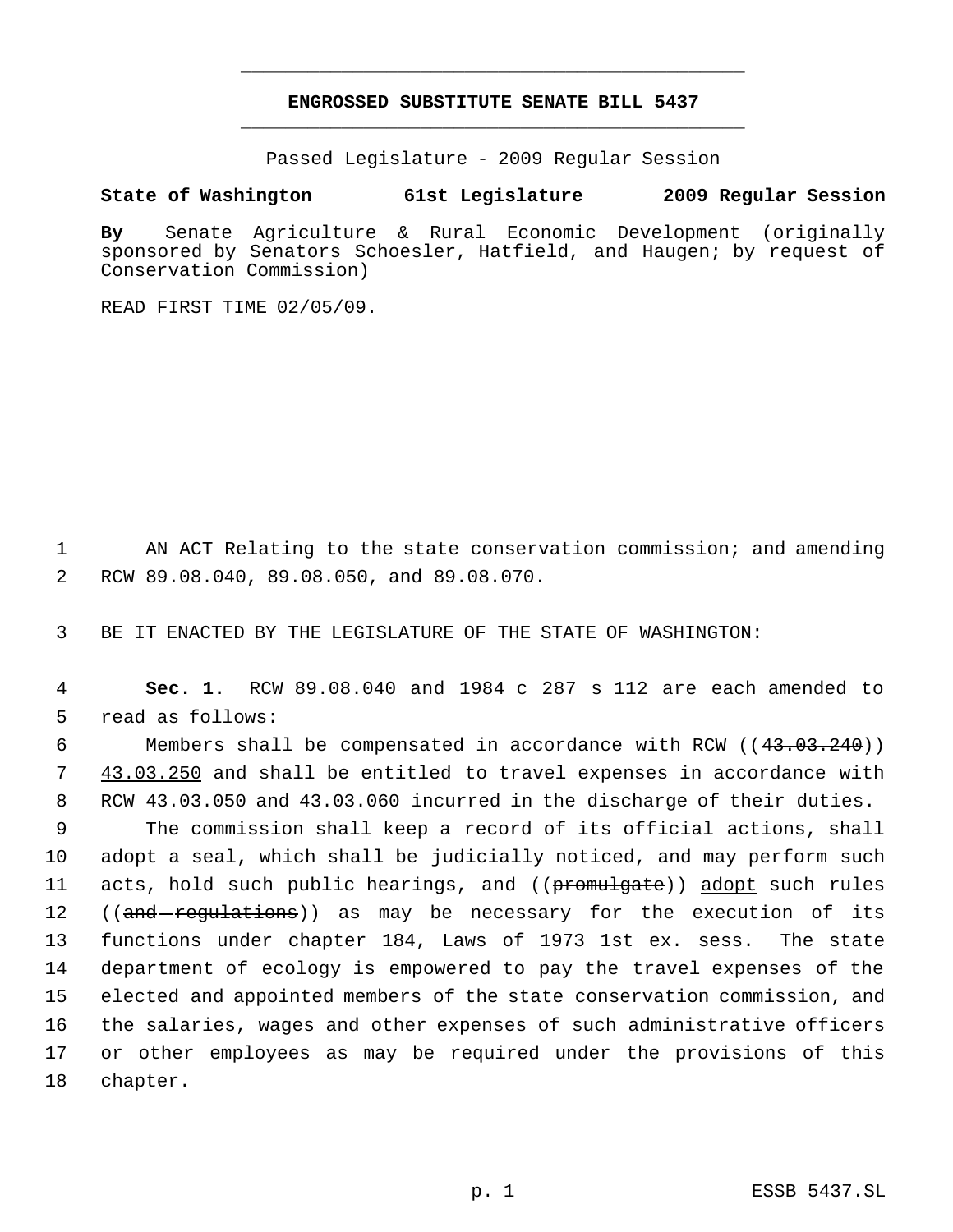# ENGROSSED SUBSTITUTE SENATE BILL 5437

Passed Legislature - 2009 Regular Session

**State of Washington 61st Legislature 2009 Regular Session**

**By** Senate Agriculture & Rural Economic Development (originally sponsored by Senators Schoesler, Hatfield, and Haugen; by request of Conservation Commission)

READ FIRST TIME 02/05/09.

1 AN ACT Relating to the state conservation commission; and amending
2 RCW 89.08.040, 89.08.050, and 89.08.070.

3 BE IT ENACTED BY THE LEGISLATURE OF THE STATE OF WASHINGTON:

4 **Sec. 1.** RCW 89.08.040 and 1984 c 287 s 112 are each amended to
5 read as follows:

6 Members shall be compensated in accordance with RCW ((~~43.03.240~~))
7 <u>43.03.250</u> and shall be entitled to travel expenses in accordance with
8 RCW 43.03.050 and 43.03.060 incurred in the discharge of their duties.

9 The commission shall keep a record of its official actions, shall
10 adopt a seal, which shall be judicially noticed, and may perform such
11 acts, hold such public hearings, and ((~~promulgate~~)) <u>adopt</u> such rules
12 ((~~and regulations~~)) as may be necessary for the execution of its
13 functions under chapter 184, Laws of 1973 1st ex. sess. The state
14 department of ecology is empowered to pay the travel expenses of the
15 elected and appointed members of the state conservation commission, and
16 the salaries, wages and other expenses of such administrative officers
17 or other employees as may be required under the provisions of this
18 chapter.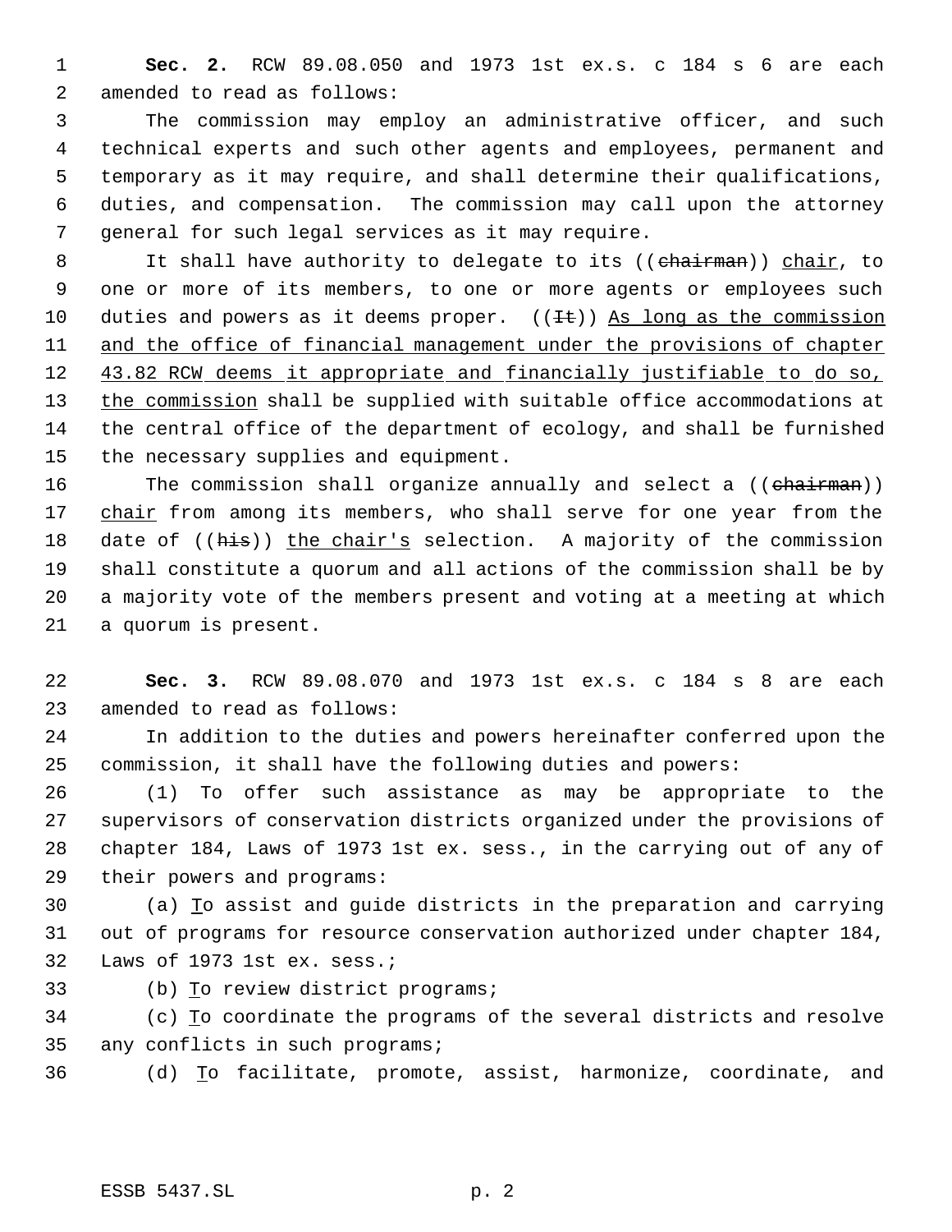**Sec. 2.** RCW 89.08.050 and 1973 1st ex.s. c 184 s 6 are each amended to read as follows:

The commission may employ an administrative officer, and such technical experts and such other agents and employees, permanent and temporary as it may require, and shall determine their qualifications, duties, and compensation. The commission may call upon the attorney general for such legal services as it may require.

It shall have authority to delegate to its ((~~chairman~~)) <u>chair</u>, to one or more of its members, to one or more agents or employees such duties and powers as it deems proper. ((~~It~~)) <u>As long as the commission and the office of financial management under the provisions of chapter 43.82 RCW deems it appropriate and financially justifiable to do so, the commission</u> shall be supplied with suitable office accommodations at the central office of the department of ecology, and shall be furnished the necessary supplies and equipment.

The commission shall organize annually and select a ((~~chairman~~)) <u>chair</u> from among its members, who shall serve for one year from the date of ((~~his~~)) <u>the chair's</u> selection. A majority of the commission shall constitute a quorum and all actions of the commission shall be by a majority vote of the members present and voting at a meeting at which a quorum is present.

**Sec. 3.** RCW 89.08.070 and 1973 1st ex.s. c 184 s 8 are each amended to read as follows:

In addition to the duties and powers hereinafter conferred upon the commission, it shall have the following duties and powers:

(1) To offer such assistance as may be appropriate to the supervisors of conservation districts organized under the provisions of chapter 184, Laws of 1973 1st ex. sess., in the carrying out of any of their powers and programs:

(a) <u>T</u>o assist and guide districts in the preparation and carrying out of programs for resource conservation authorized under chapter 184, Laws of 1973 1st ex. sess.;

(b) <u>T</u>o review district programs;

(c) <u>T</u>o coordinate the programs of the several districts and resolve any conflicts in such programs;

(d) <u>T</u>o facilitate, promote, assist, harmonize, coordinate, and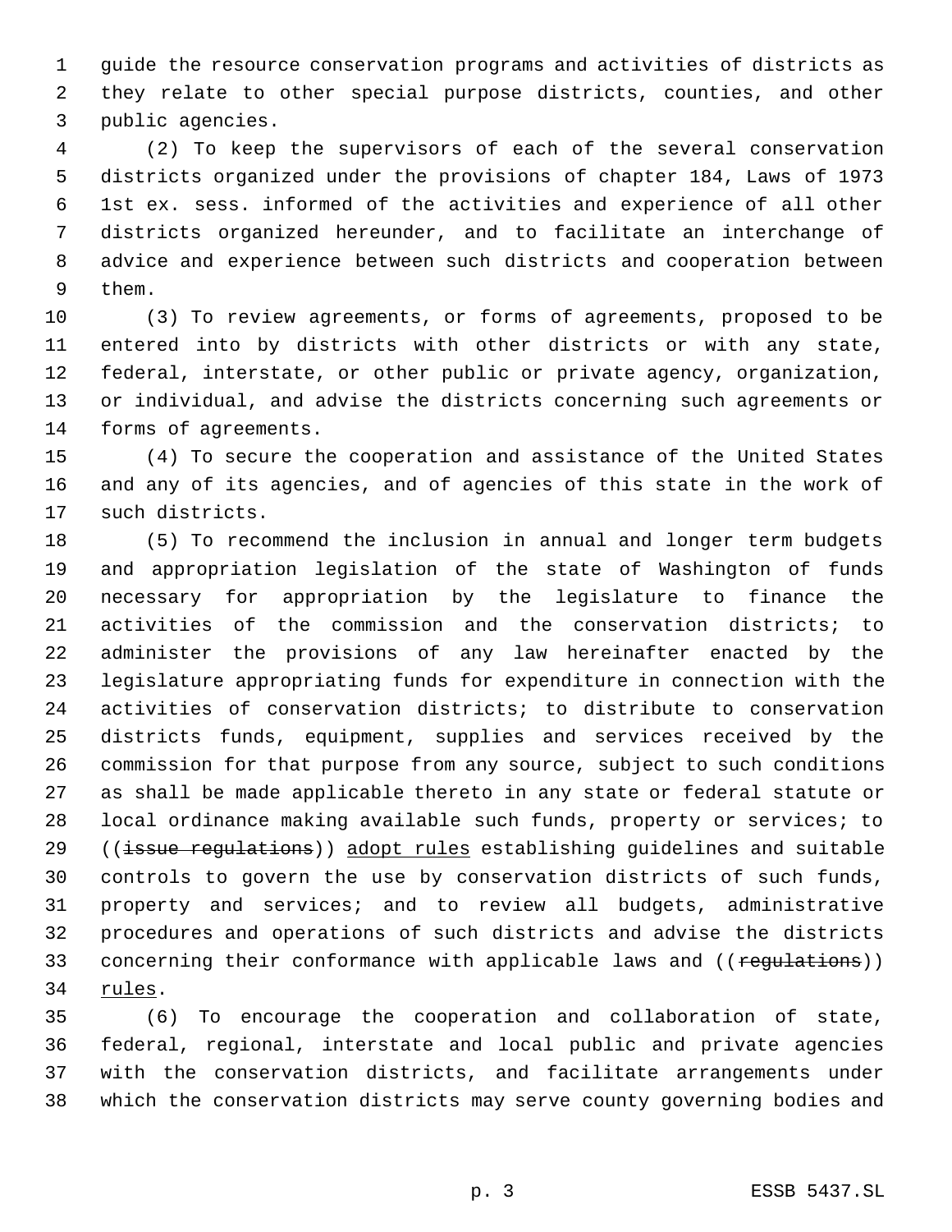guide the resource conservation programs and activities of districts as they relate to other special purpose districts, counties, and other public agencies.

(2) To keep the supervisors of each of the several conservation districts organized under the provisions of chapter 184, Laws of 1973 1st ex. sess. informed of the activities and experience of all other districts organized hereunder, and to facilitate an interchange of advice and experience between such districts and cooperation between them.

(3) To review agreements, or forms of agreements, proposed to be entered into by districts with other districts or with any state, federal, interstate, or other public or private agency, organization, or individual, and advise the districts concerning such agreements or forms of agreements.

(4) To secure the cooperation and assistance of the United States and any of its agencies, and of agencies of this state in the work of such districts.

(5) To recommend the inclusion in annual and longer term budgets and appropriation legislation of the state of Washington of funds necessary for appropriation by the legislature to finance the activities of the commission and the conservation districts; to administer the provisions of any law hereinafter enacted by the legislature appropriating funds for expenditure in connection with the activities of conservation districts; to distribute to conservation districts funds, equipment, supplies and services received by the commission for that purpose from any source, subject to such conditions as shall be made applicable thereto in any state or federal statute or local ordinance making available such funds, property or services; to ((~~issue regulations~~)) <u>adopt rules</u> establishing guidelines and suitable controls to govern the use by conservation districts of such funds, property and services; and to review all budgets, administrative procedures and operations of such districts and advise the districts concerning their conformance with applicable laws and ((~~regulations~~)) <u>rules</u>.

(6) To encourage the cooperation and collaboration of state, federal, regional, interstate and local public and private agencies with the conservation districts, and facilitate arrangements under which the conservation districts may serve county governing bodies and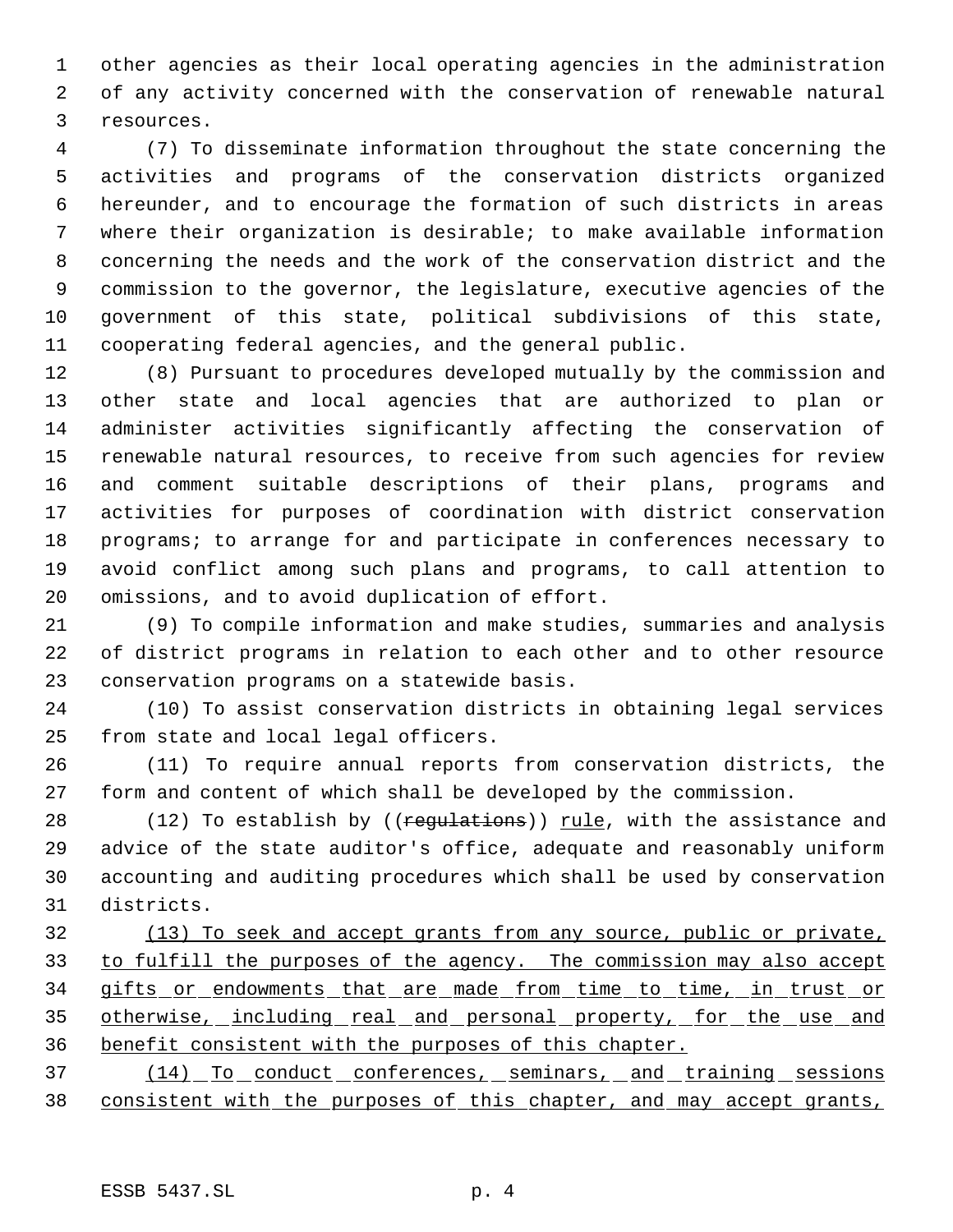other agencies as their local operating agencies in the administration of any activity concerned with the conservation of renewable natural resources.

(7) To disseminate information throughout the state concerning the activities and programs of the conservation districts organized hereunder, and to encourage the formation of such districts in areas where their organization is desirable; to make available information concerning the needs and the work of the conservation district and the commission to the governor, the legislature, executive agencies of the government of this state, political subdivisions of this state, cooperating federal agencies, and the general public.

(8) Pursuant to procedures developed mutually by the commission and other state and local agencies that are authorized to plan or administer activities significantly affecting the conservation of renewable natural resources, to receive from such agencies for review and comment suitable descriptions of their plans, programs and activities for purposes of coordination with district conservation programs; to arrange for and participate in conferences necessary to avoid conflict among such plans and programs, to call attention to omissions, and to avoid duplication of effort.

(9) To compile information and make studies, summaries and analysis of district programs in relation to each other and to other resource conservation programs on a statewide basis.

(10) To assist conservation districts in obtaining legal services from state and local legal officers.

(11) To require annual reports from conservation districts, the form and content of which shall be developed by the commission.

(12) To establish by ((~~regulations~~)) rule, with the assistance and advice of the state auditor's office, adequate and reasonably uniform accounting and auditing procedures which shall be used by conservation districts.

(13) To seek and accept grants from any source, public or private, to fulfill the purposes of the agency. The commission may also accept gifts or endowments that are made from time to time, in trust or otherwise, including real and personal property, for the use and benefit consistent with the purposes of this chapter.

(14) To conduct conferences, seminars, and training sessions consistent with the purposes of this chapter, and may accept grants,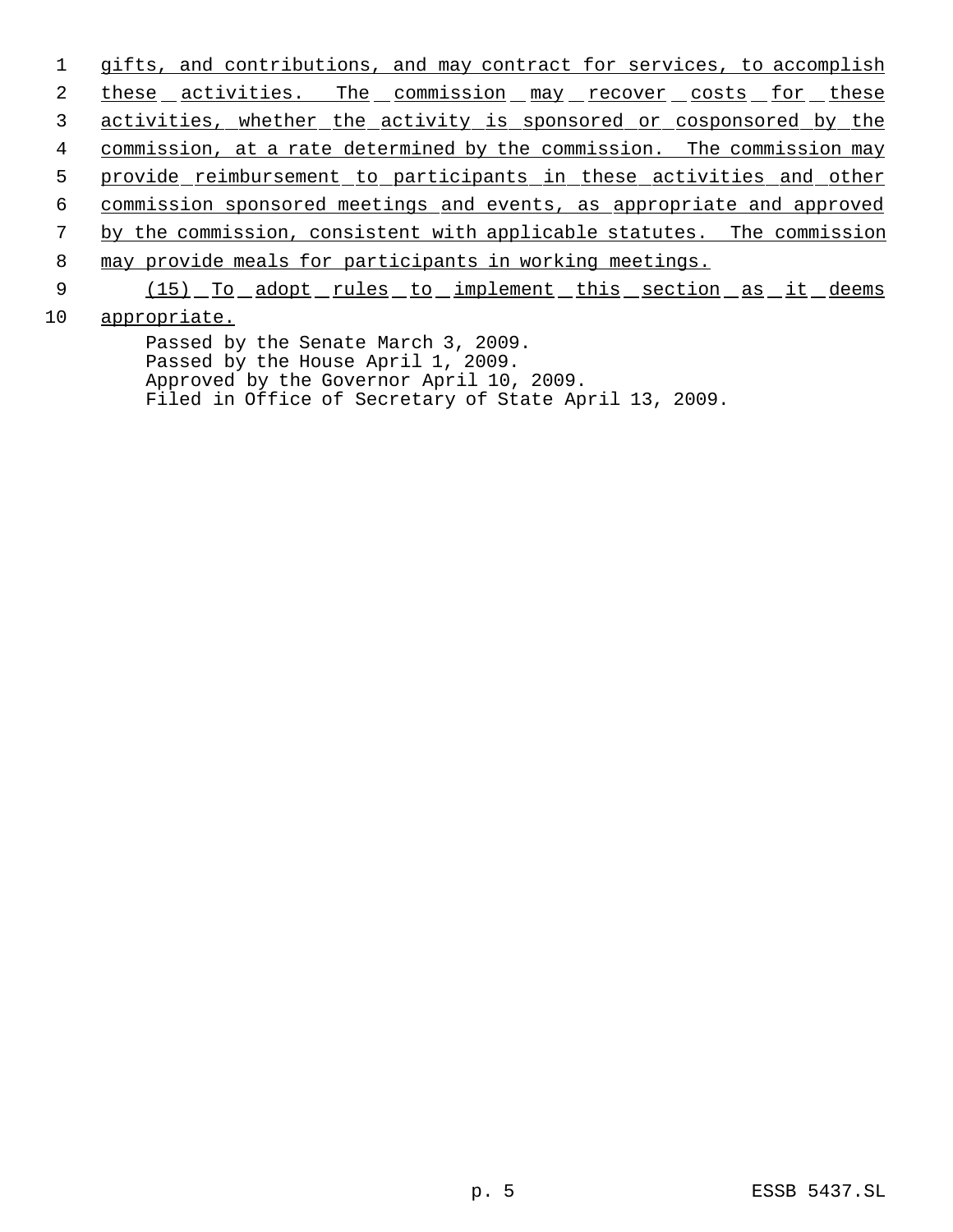gifts, and contributions, and may contract for services, to accomplish these activities. The commission may recover costs for these activities, whether the activity is sponsored or cosponsored by the commission, at a rate determined by the commission. The commission may provide reimbursement to participants in these activities and other commission sponsored meetings and events, as appropriate and approved by the commission, consistent with applicable statutes. The commission may provide meals for participants in working meetings.

(15) To adopt rules to implement this section as it deems appropriate.

Passed by the Senate March 3, 2009.
Passed by the House April 1, 2009.
Approved by the Governor April 10, 2009.
Filed in Office of Secretary of State April 13, 2009.